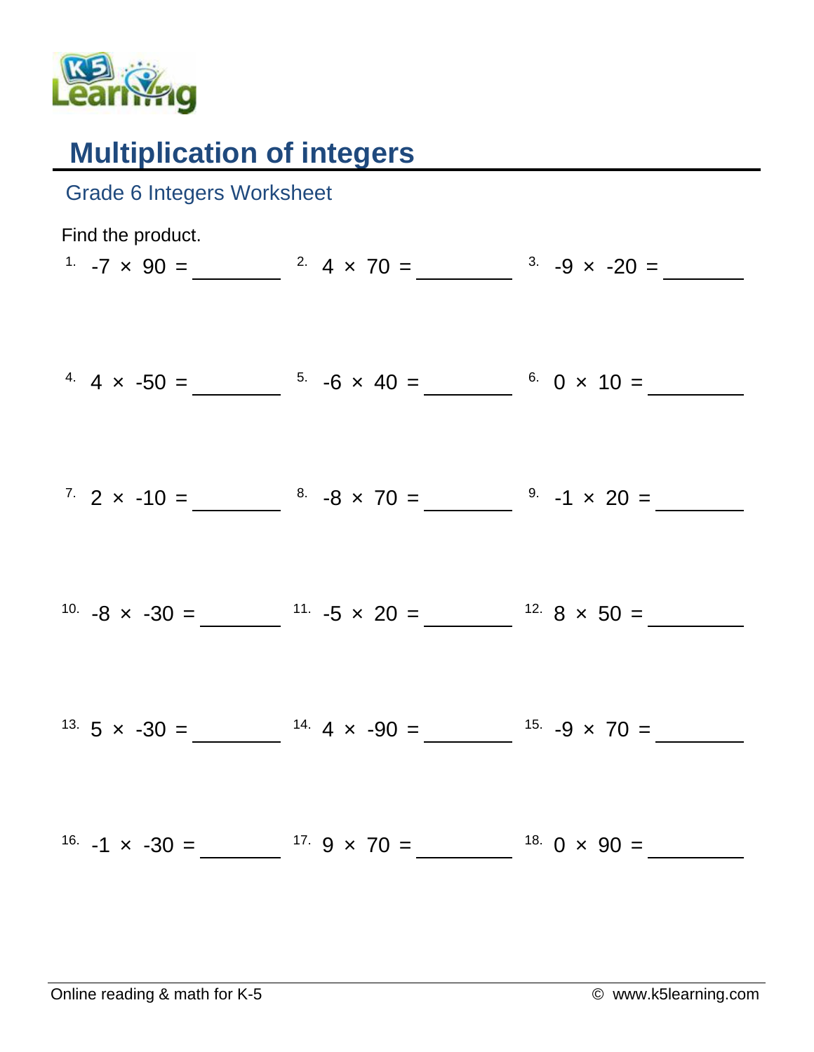# Multiplication of integers

## Grade 6 Integers Worksheet

Find the product.

1. $-7 \times 90 =$ ________
2. $4 \times 70 =$ ________
3. $-9 \times -20 =$ ________
4. $4 \times -50 =$ ________
5. $-6 \times 40 =$ ________
6. $0 \times 10 =$ ________
7. $2 \times -10 =$ ________
8. $-8 \times 70 =$ ________
9. $-1 \times 20 =$ ________
10. $-8 \times -30 =$ ________
11. $-5 \times 20 =$ ________
12. $8 \times 50 =$ ________
13. $5 \times -30 =$ ________
14. $4 \times -90 =$ ________
15. $-9 \times 70 =$ ________
16. $-1 \times -30 =$ ________
17. $9 \times 70 =$ ________
18. $0 \times 90 =$ ________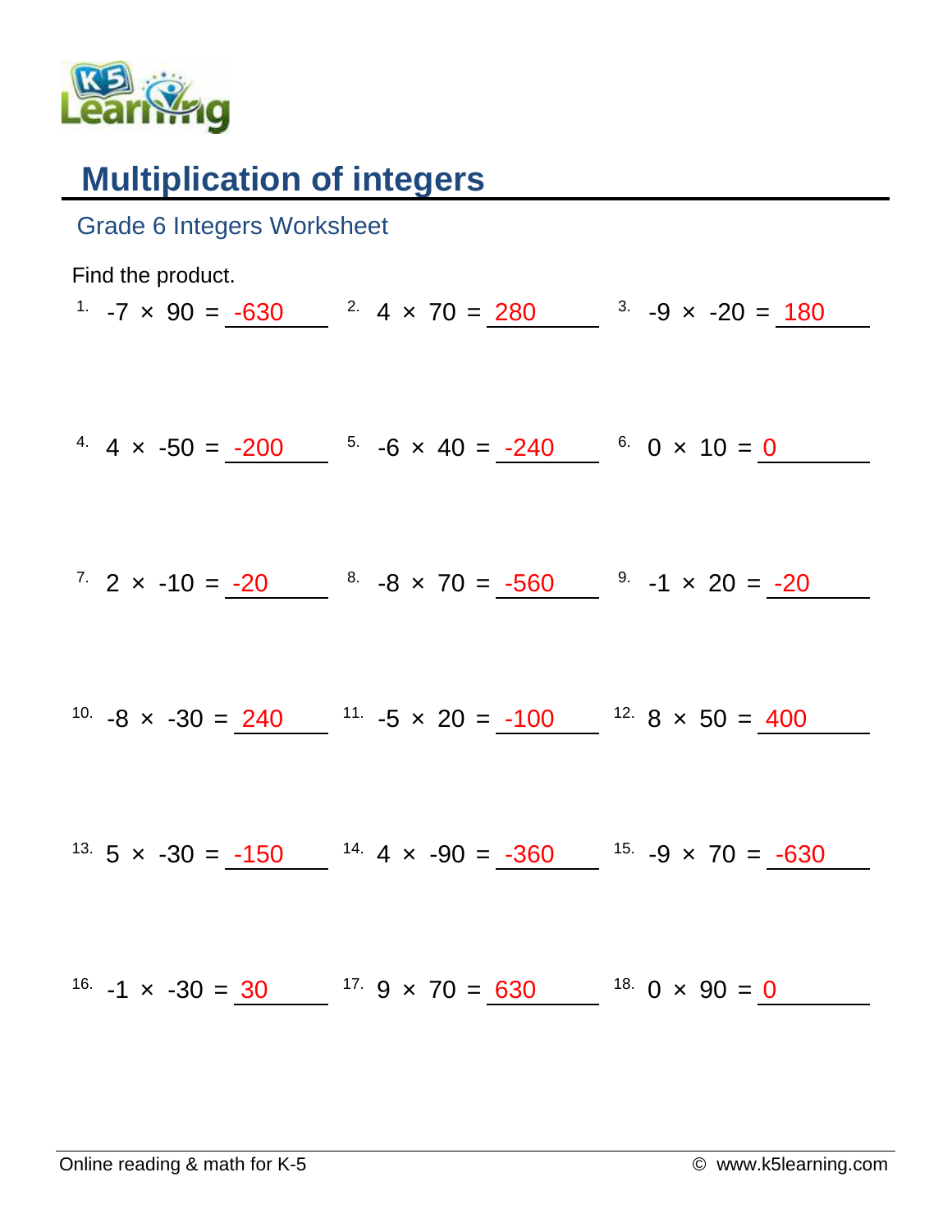# Multiplication of integers

## Grade 6 Integers Worksheet

Find the product.

1. $-7 \times 90 = -630$
2. $4 \times 70 = 280$
3. $-9 \times -20 = 180$
4. $4 \times -50 = -200$
5. $-6 \times 40 = -240$
6. $0 \times 10 = 0$
7. $2 \times -10 = -20$
8. $-8 \times 70 = -560$
9. $-1 \times 20 = -20$
10. $-8 \times -30 = 240$
11. $-5 \times 20 = -100$
12. $8 \times 50 = 400$
13. $5 \times -30 = -150$
14. $4 \times -90 = -360$
15. $-9 \times 70 = -630$
16. $-1 \times -30 = 30$
17. $9 \times 70 = 630$
18. $0 \times 90 = 0$